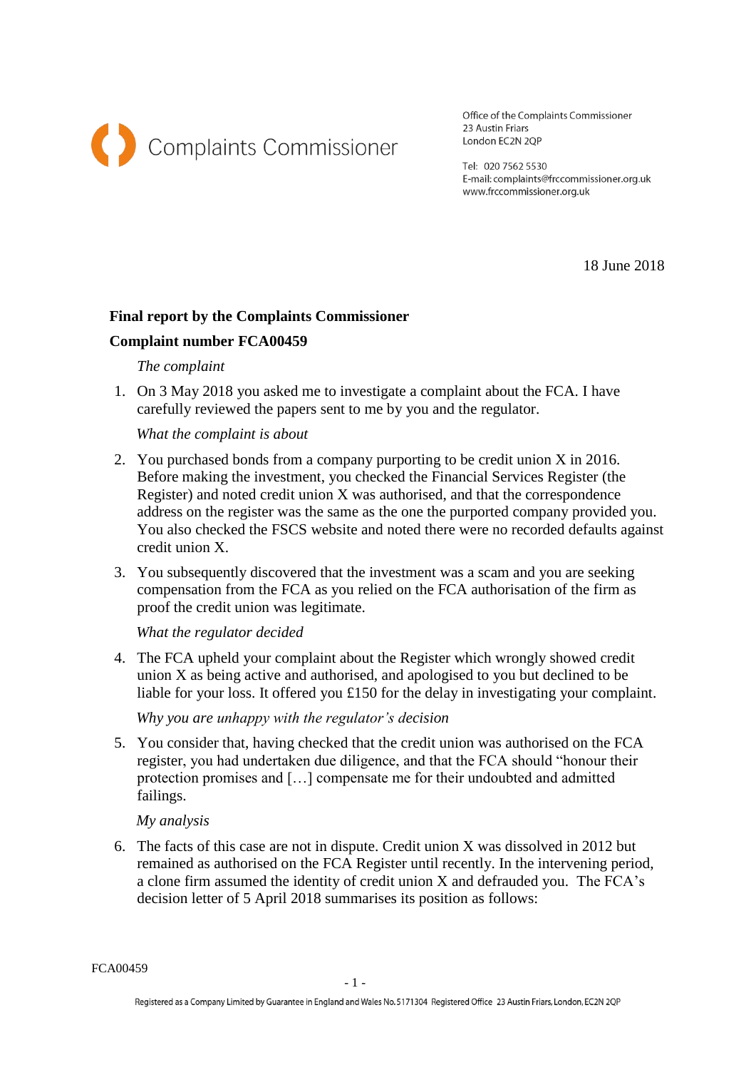Complaints Commissioner

Office of the Complaints Commissioner
23 Austin Friars
London EC2N 2QP

Tel: 020 7562 5530
E-mail: complaints@frccommissioner.org.uk
www.frccommissioner.org.uk

18 June 2018

**Final report by the Complaints Commissioner**

**Complaint number FCA00459**

*The complaint*

1. On 3 May 2018 you asked me to investigate a complaint about the FCA. I have carefully reviewed the papers sent to me by you and the regulator.

*What the complaint is about*

2. You purchased bonds from a company purporting to be credit union X in 2016. Before making the investment, you checked the Financial Services Register (the Register) and noted credit union X was authorised, and that the correspondence address on the register was the same as the one the purported company provided you. You also checked the FSCS website and noted there were no recorded defaults against credit union X.

3. You subsequently discovered that the investment was a scam and you are seeking compensation from the FCA as you relied on the FCA authorisation of the firm as proof the credit union was legitimate.

*What the regulator decided*

4. The FCA upheld your complaint about the Register which wrongly showed credit union X as being active and authorised, and apologised to you but declined to be liable for your loss. It offered you £150 for the delay in investigating your complaint.

*Why you are unhappy with the regulator's decision*

5. You consider that, having checked that the credit union was authorised on the FCA register, you had undertaken due diligence, and that the FCA should "honour their protection promises and […] compensate me for their undoubted and admitted failings.

*My analysis*

6. The facts of this case are not in dispute. Credit union X was dissolved in 2012 but remained as authorised on the FCA Register until recently. In the intervening period, a clone firm assumed the identity of credit union X and defrauded you. The FCA's decision letter of 5 April 2018 summarises its position as follows:

FCA00459

Registered as a Company Limited by Guarantee in England and Wales No.5171304 Registered Office 23 Austin Friars, London, EC2N 2QP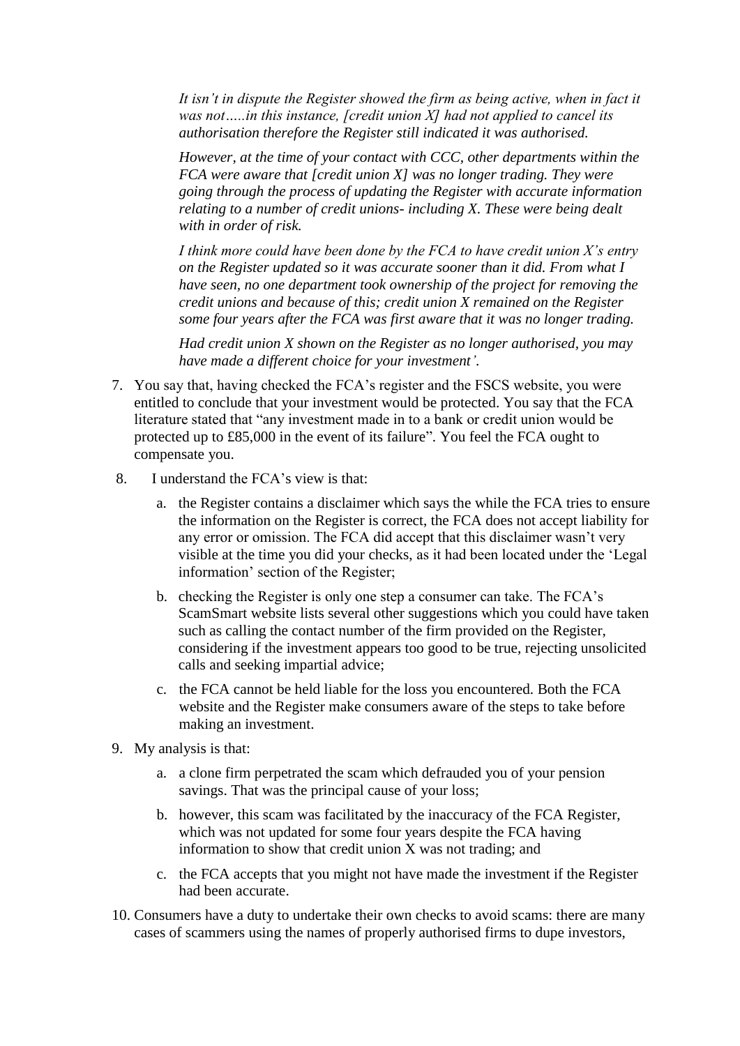> *It isn't in dispute the Register showed the firm as being active, when in fact it was not…..in this instance, [credit union X] had not applied to cancel its authorisation therefore the Register still indicated it was authorised.*
>
> *However, at the time of your contact with CCC, other departments within the FCA were aware that [credit union X] was no longer trading. They were going through the process of updating the Register with accurate information relating to a number of credit unions- including X. These were being dealt with in order of risk.*
>
> *I think more could have been done by the FCA to have credit union X's entry on the Register updated so it was accurate sooner than it did. From what I have seen, no one department took ownership of the project for removing the credit unions and because of this; credit union X remained on the Register some four years after the FCA was first aware that it was no longer trading.*
>
> *Had credit union X shown on the Register as no longer authorised, you may have made a different choice for your investment'.*

7. You say that, having checked the FCA's register and the FSCS website, you were entitled to conclude that your investment would be protected. You say that the FCA literature stated that "any investment made in to a bank or credit union would be protected up to £85,000 in the event of its failure". You feel the FCA ought to compensate you.

8. I understand the FCA's view is that:

   a. the Register contains a disclaimer which says the while the FCA tries to ensure the information on the Register is correct, the FCA does not accept liability for any error or omission. The FCA did accept that this disclaimer wasn't very visible at the time you did your checks, as it had been located under the 'Legal information' section of the Register;

   b. checking the Register is only one step a consumer can take. The FCA's ScamSmart website lists several other suggestions which you could have taken such as calling the contact number of the firm provided on the Register, considering if the investment appears too good to be true, rejecting unsolicited calls and seeking impartial advice;

   c. the FCA cannot be held liable for the loss you encountered. Both the FCA website and the Register make consumers aware of the steps to take before making an investment.

9. My analysis is that:

   a. a clone firm perpetrated the scam which defrauded you of your pension savings. That was the principal cause of your loss;

   b. however, this scam was facilitated by the inaccuracy of the FCA Register, which was not updated for some four years despite the FCA having information to show that credit union X was not trading; and

   c. the FCA accepts that you might not have made the investment if the Register had been accurate.

10. Consumers have a duty to undertake their own checks to avoid scams: there are many cases of scammers using the names of properly authorised firms to dupe investors,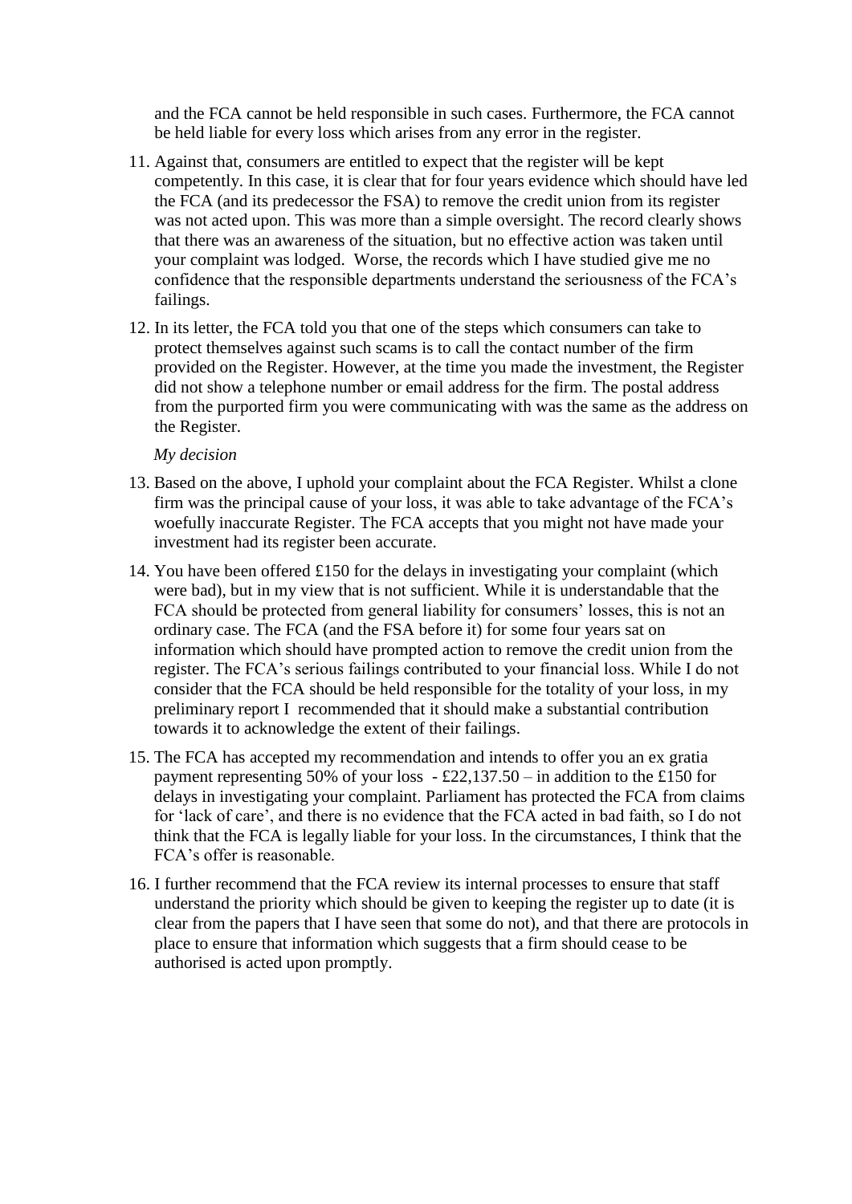and the FCA cannot be held responsible in such cases. Furthermore, the FCA cannot be held liable for every loss which arises from any error in the register.

11. Against that, consumers are entitled to expect that the register will be kept competently. In this case, it is clear that for four years evidence which should have led the FCA (and its predecessor the FSA) to remove the credit union from its register was not acted upon. This was more than a simple oversight. The record clearly shows that there was an awareness of the situation, but no effective action was taken until your complaint was lodged. Worse, the records which I have studied give me no confidence that the responsible departments understand the seriousness of the FCA's failings.

12. In its letter, the FCA told you that one of the steps which consumers can take to protect themselves against such scams is to call the contact number of the firm provided on the Register. However, at the time you made the investment, the Register did not show a telephone number or email address for the firm. The postal address from the purported firm you were communicating with was the same as the address on the Register.

*My decision*

13. Based on the above, I uphold your complaint about the FCA Register. Whilst a clone firm was the principal cause of your loss, it was able to take advantage of the FCA's woefully inaccurate Register. The FCA accepts that you might not have made your investment had its register been accurate.

14. You have been offered £150 for the delays in investigating your complaint (which were bad), but in my view that is not sufficient. While it is understandable that the FCA should be protected from general liability for consumers' losses, this is not an ordinary case. The FCA (and the FSA before it) for some four years sat on information which should have prompted action to remove the credit union from the register. The FCA's serious failings contributed to your financial loss. While I do not consider that the FCA should be held responsible for the totality of your loss, in my preliminary report I recommended that it should make a substantial contribution towards it to acknowledge the extent of their failings.

15. The FCA has accepted my recommendation and intends to offer you an ex gratia payment representing 50% of your loss - £22,137.50 – in addition to the £150 for delays in investigating your complaint. Parliament has protected the FCA from claims for 'lack of care', and there is no evidence that the FCA acted in bad faith, so I do not think that the FCA is legally liable for your loss. In the circumstances, I think that the FCA's offer is reasonable.

16. I further recommend that the FCA review its internal processes to ensure that staff understand the priority which should be given to keeping the register up to date (it is clear from the papers that I have seen that some do not), and that there are protocols in place to ensure that information which suggests that a firm should cease to be authorised is acted upon promptly.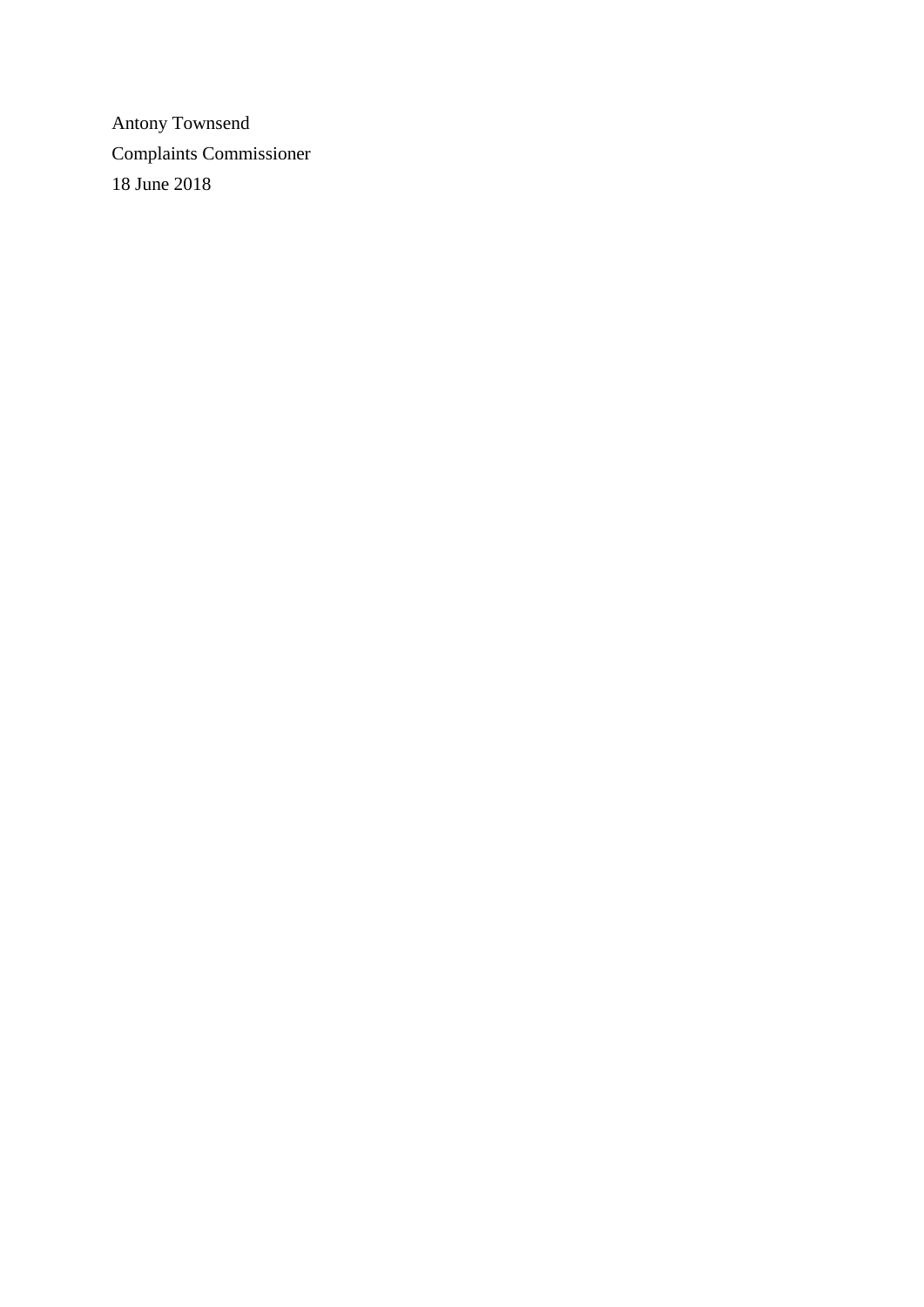Antony Townsend

Complaints Commissioner

18 June 2018